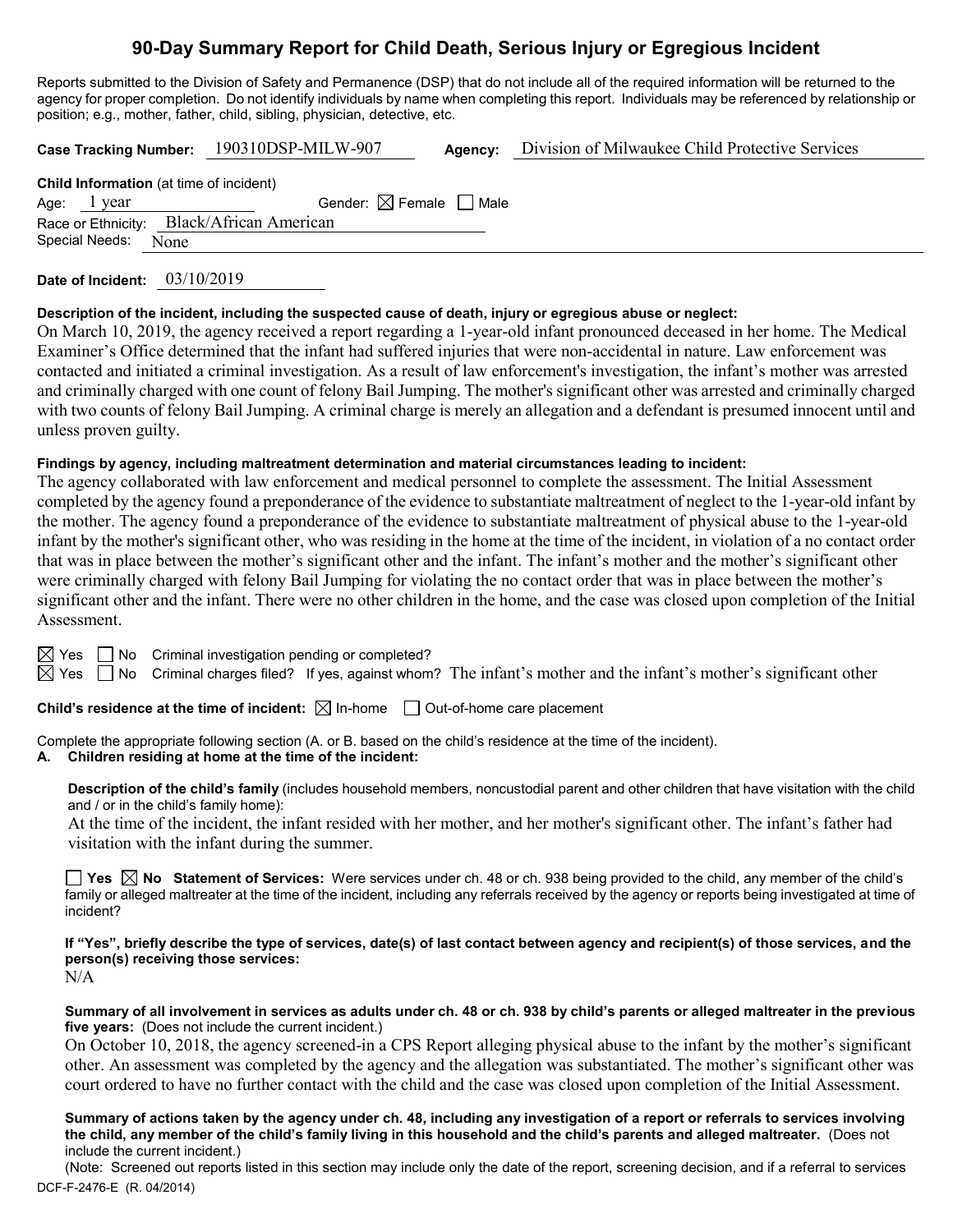# 90-Day Summary Report for Child Death, Serious Injury or Egregious Incident

Reports submitted to the Division of Safety and Permanence (DSP) that do not include all of the required information will be returned to the agency for proper completion. Do not identify individuals by name when completing this report. Individuals may be referenced by relationship or position; e.g., mother, father, child, sibling, physician, detective, etc.

**Case Tracking Number:** 190310DSP-MILW-907 **Agency:** Division of Milwaukee Child Protective Services

**Child Information** (at time of incident)
Age: 1 year Gender: ☒ Female ☐ Male
Race or Ethnicity: Black/African American
Special Needs: None

**Date of Incident:** 03/10/2019

**Description of the incident, including the suspected cause of death, injury or egregious abuse or neglect:**
On March 10, 2019, the agency received a report regarding a 1-year-old infant pronounced deceased in her home. The Medical Examiner's Office determined that the infant had suffered injuries that were non-accidental in nature. Law enforcement was contacted and initiated a criminal investigation. As a result of law enforcement's investigation, the infant's mother was arrested and criminally charged with one count of felony Bail Jumping. The mother's significant other was arrested and criminally charged with two counts of felony Bail Jumping. A criminal charge is merely an allegation and a defendant is presumed innocent until and unless proven guilty.

**Findings by agency, including maltreatment determination and material circumstances leading to incident:**
The agency collaborated with law enforcement and medical personnel to complete the assessment. The Initial Assessment completed by the agency found a preponderance of the evidence to substantiate maltreatment of neglect to the 1-year-old infant by the mother. The agency found a preponderance of the evidence to substantiate maltreatment of physical abuse to the 1-year-old infant by the mother's significant other, who was residing in the home at the time of the incident, in violation of a no contact order that was in place between the mother's significant other and the infant. The infant's mother and the mother's significant other were criminally charged with felony Bail Jumping for violating the no contact order that was in place between the mother's significant other and the infant. There were no other children in the home, and the case was closed upon completion of the Initial Assessment.

☒ Yes ☐ No Criminal investigation pending or completed?
☒ Yes ☐ No Criminal charges filed? If yes, against whom? The infant's mother and the infant's mother's significant other

**Child's residence at the time of incident:** ☒ In-home ☐ Out-of-home care placement

Complete the appropriate following section (A. or B. based on the child's residence at the time of the incident).

**A. Children residing at home at the time of the incident:**

**Description of the child's family** (includes household members, noncustodial parent and other children that have visitation with the child and / or in the child's family home):
At the time of the incident, the infant resided with her mother, and her mother's significant other. The infant's father had visitation with the infant during the summer.

☐ **Yes** ☒ **No Statement of Services:** Were services under ch. 48 or ch. 938 being provided to the child, any member of the child's family or alleged maltreater at the time of the incident, including any referrals received by the agency or reports being investigated at time of incident?

**If "Yes", briefly describe the type of services, date(s) of last contact between agency and recipient(s) of those services, and the person(s) receiving those services:**
N/A

**Summary of all involvement in services as adults under ch. 48 or ch. 938 by child's parents or alleged maltreater in the previous five years:** (Does not include the current incident.)
On October 10, 2018, the agency screened-in a CPS Report alleging physical abuse to the infant by the mother's significant other. An assessment was completed by the agency and the allegation was substantiated. The mother's significant other was court ordered to have no further contact with the child and the case was closed upon completion of the Initial Assessment.

**Summary of actions taken by the agency under ch. 48, including any investigation of a report or referrals to services involving the child, any member of the child's family living in this household and the child's parents and alleged maltreater.** (Does not include the current incident.)
(Note: Screened out reports listed in this section may include only the date of the report, screening decision, and if a referral to services

DCF-F-2476-E (R. 04/2014)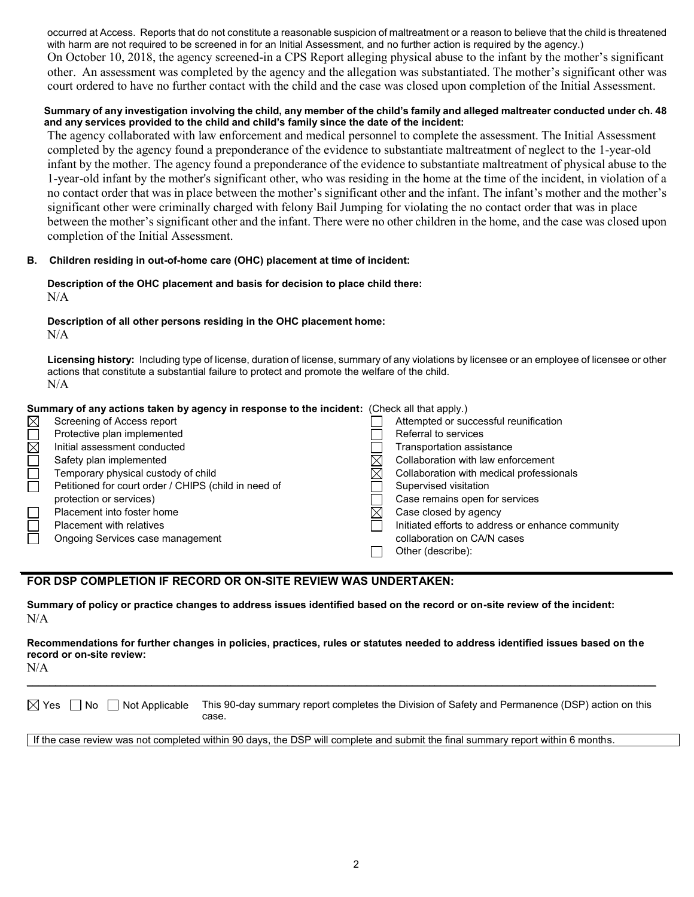occurred at Access. Reports that do not constitute a reasonable suspicion of maltreatment or a reason to believe that the child is threatened with harm are not required to be screened in for an Initial Assessment, and no further action is required by the agency.)

On October 10, 2018, the agency screened-in a CPS Report alleging physical abuse to the infant by the mother's significant other. An assessment was completed by the agency and the allegation was substantiated. The mother's significant other was court ordered to have no further contact with the child and the case was closed upon completion of the Initial Assessment.

**Summary of any investigation involving the child, any member of the child's family and alleged maltreater conducted under ch. 48 and any services provided to the child and child's family since the date of the incident:**

The agency collaborated with law enforcement and medical personnel to complete the assessment. The Initial Assessment completed by the agency found a preponderance of the evidence to substantiate maltreatment of neglect to the 1-year-old infant by the mother. The agency found a preponderance of the evidence to substantiate maltreatment of physical abuse to the 1-year-old infant by the mother's significant other, who was residing in the home at the time of the incident, in violation of a no contact order that was in place between the mother's significant other and the infant. The infant's mother and the mother's significant other were criminally charged with felony Bail Jumping for violating the no contact order that was in place between the mother's significant other and the infant. There were no other children in the home, and the case was closed upon completion of the Initial Assessment.

**B. Children residing in out-of-home care (OHC) placement at time of incident:**

**Description of the OHC placement and basis for decision to place child there:**

N/A

**Description of all other persons residing in the OHC placement home:**

N/A

**Licensing history:** Including type of license, duration of license, summary of any violations by licensee or an employee of licensee or other actions that constitute a substantial failure to protect and promote the welfare of the child.

N/A

**Summary of any actions taken by agency in response to the incident:** (Check all that apply.)

- ☒ Screening of Access report
- ☐ Protective plan implemented
- ☒ Initial assessment conducted
- ☐ Safety plan implemented
- ☐ Temporary physical custody of child
- ☐ Petitioned for court order / CHIPS (child in need of protection or services)
- ☐ Placement into foster home
- ☐ Placement with relatives
- ☐ Ongoing Services case management
- ☐ Attempted or successful reunification
- ☐ Referral to services
- ☐ Transportation assistance
- ☒ Collaboration with law enforcement
- ☒ Collaboration with medical professionals
- ☐ Supervised visitation
- ☐ Case remains open for services
- ☒ Case closed by agency
- ☐ Initiated efforts to address or enhance community collaboration on CA/N cases
- ☐ Other (describe):

## FOR DSP COMPLETION IF RECORD OR ON-SITE REVIEW WAS UNDERTAKEN:

**Summary of policy or practice changes to address issues identified based on the record or on-site review of the incident:**

N/A

**Recommendations for further changes in policies, practices, rules or statutes needed to address identified issues based on the record or on-site review:**

N/A

☒ Yes ☐ No ☐ Not Applicable This 90-day summary report completes the Division of Safety and Permanence (DSP) action on this case.

If the case review was not completed within 90 days, the DSP will complete and submit the final summary report within 6 months.